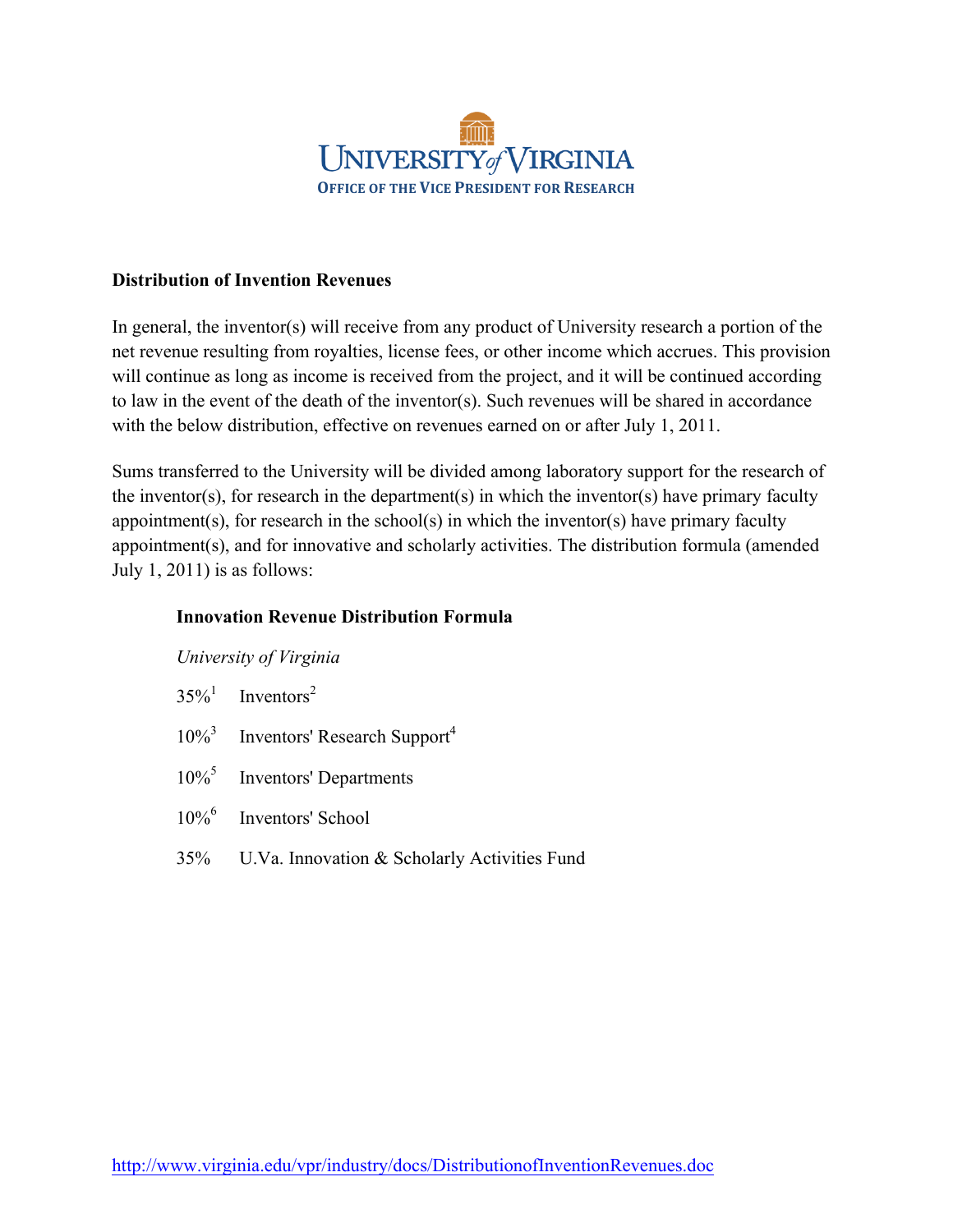UNIVERSITY of VIRGINIA

OFFICE OF THE VICE PRESIDENT FOR RESEARCH

**Distribution of Invention Revenues**

In general, the inventor(s) will receive from any product of University research a portion of the net revenue resulting from royalties, license fees, or other income which accrues. This provision will continue as long as income is received from the project, and it will be continued according to law in the event of the death of the inventor(s). Such revenues will be shared in accordance with the below distribution, effective on revenues earned on or after July 1, 2011.

Sums transferred to the University will be divided among laboratory support for the research of the inventor(s), for research in the department(s) in which the inventor(s) have primary faculty appointment(s), for research in the school(s) in which the inventor(s) have primary faculty appointment(s), and for innovative and scholarly activities. The distribution formula (amended July 1, 2011) is as follows:

**Innovation Revenue Distribution Formula**

*University of Virginia*

35%[1] Inventors[2]

10%[3] Inventors' Research Support[4]

10%[5] Inventors' Departments

10%[6] Inventors' School

35% U.Va. Innovation & Scholarly Activities Fund

http://www.virginia.edu/vpr/industry/docs/DistributionofInventionRevenues.doc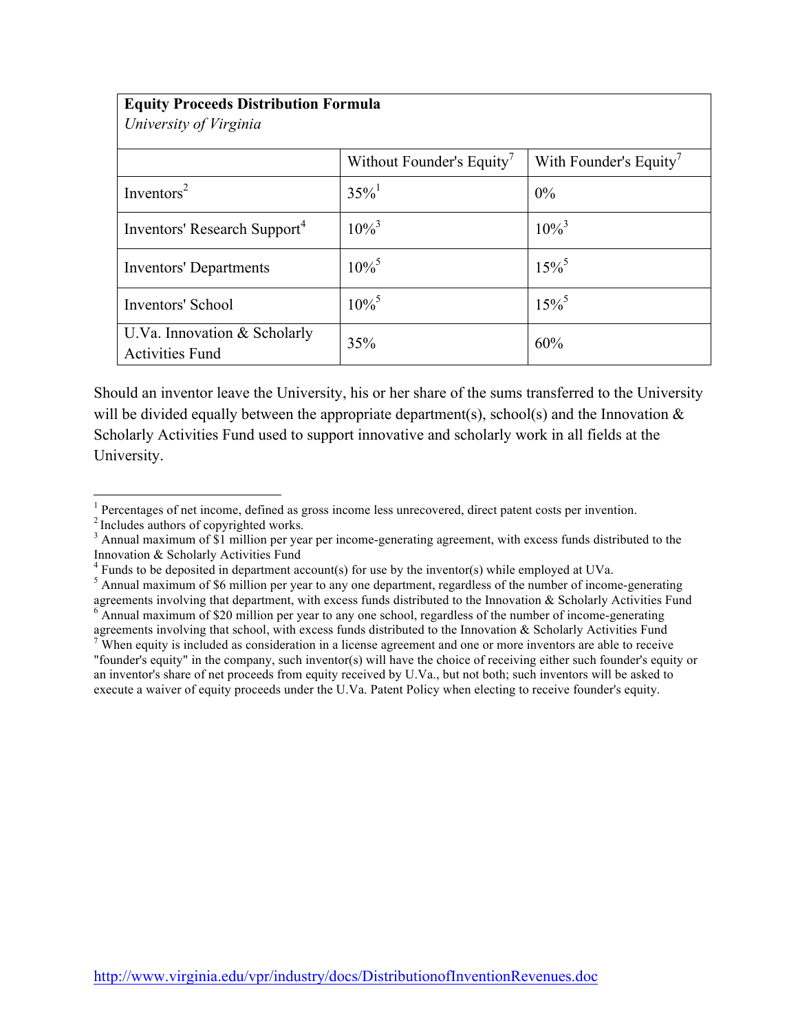| **Equity Proceeds Distribution Formula** *University of Virginia* | | |
|---|---|---|
| | Without Founder's Equity[7] | With Founder's Equity[7] |
| Inventors[2] | 35%[1] | 0% |
| Inventors' Research Support[4] | 10%[3] | 10%[3] |
| Inventors' Departments | 10%[5] | 15%[5] |
| Inventors' School | 10%[5] | 15%[5] |
| U.Va. Innovation & Scholarly Activities Fund | 35% | 60% |

Should an inventor leave the University, his or her share of the sums transferred to the University will be divided equally between the appropriate department(s), school(s) and the Innovation & Scholarly Activities Fund used to support innovative and scholarly work in all fields at the University.

---

[1] Percentages of net income, defined as gross income less unrecovered, direct patent costs per invention.

[2] Includes authors of copyrighted works.

[3] Annual maximum of $1 million per year per income-generating agreement, with excess funds distributed to the Innovation & Scholarly Activities Fund

[4] Funds to be deposited in department account(s) for use by the inventor(s) while employed at UVa.

[5] Annual maximum of $6 million per year to any one department, regardless of the number of income-generating agreements involving that department, with excess funds distributed to the Innovation & Scholarly Activities Fund

[6] Annual maximum of $20 million per year to any one school, regardless of the number of income-generating agreements involving that school, with excess funds distributed to the Innovation & Scholarly Activities Fund

[7] When equity is included as consideration in a license agreement and one or more inventors are able to receive "founder's equity" in the company, such inventor(s) will have the choice of receiving either such founder's equity or an inventor's share of net proceeds from equity received by U.Va., but not both; such inventors will be asked to execute a waiver of equity proceeds under the U.Va. Patent Policy when electing to receive founder's equity.

http://www.virginia.edu/vpr/industry/docs/DistributionofInventionRevenues.doc